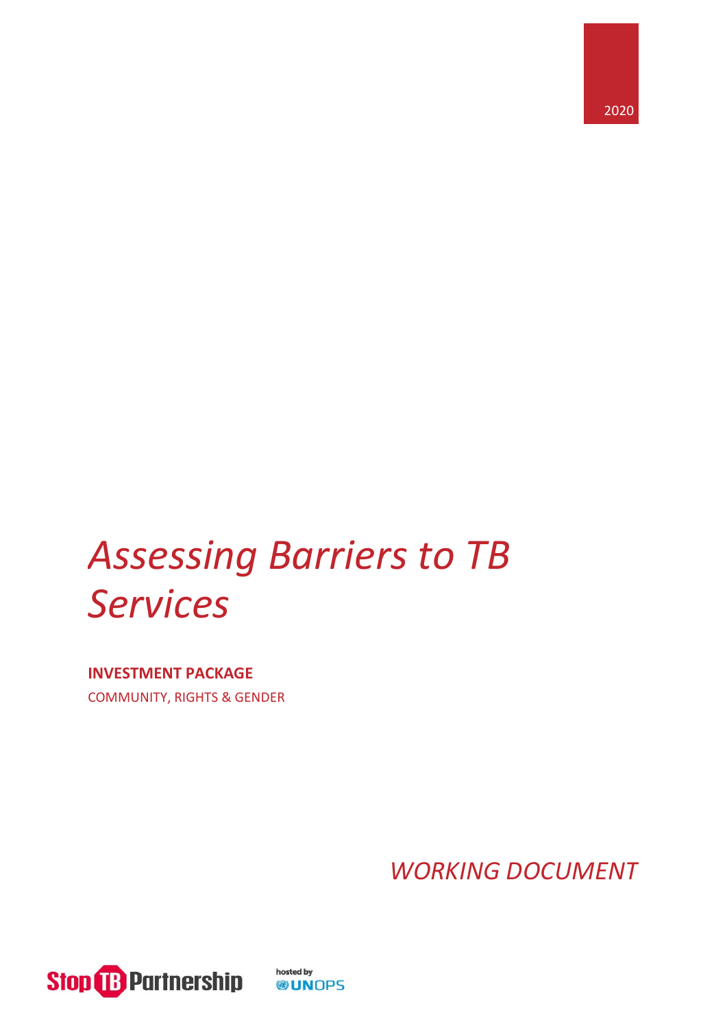2020

# *Assessing Barriers to TB Services*

**INVESTMENT PACKAGE**

COMMUNITY, RIGHTS & GENDER

*WORKING DOCUMENT*

Stop TB Partnership

hosted by UNOPS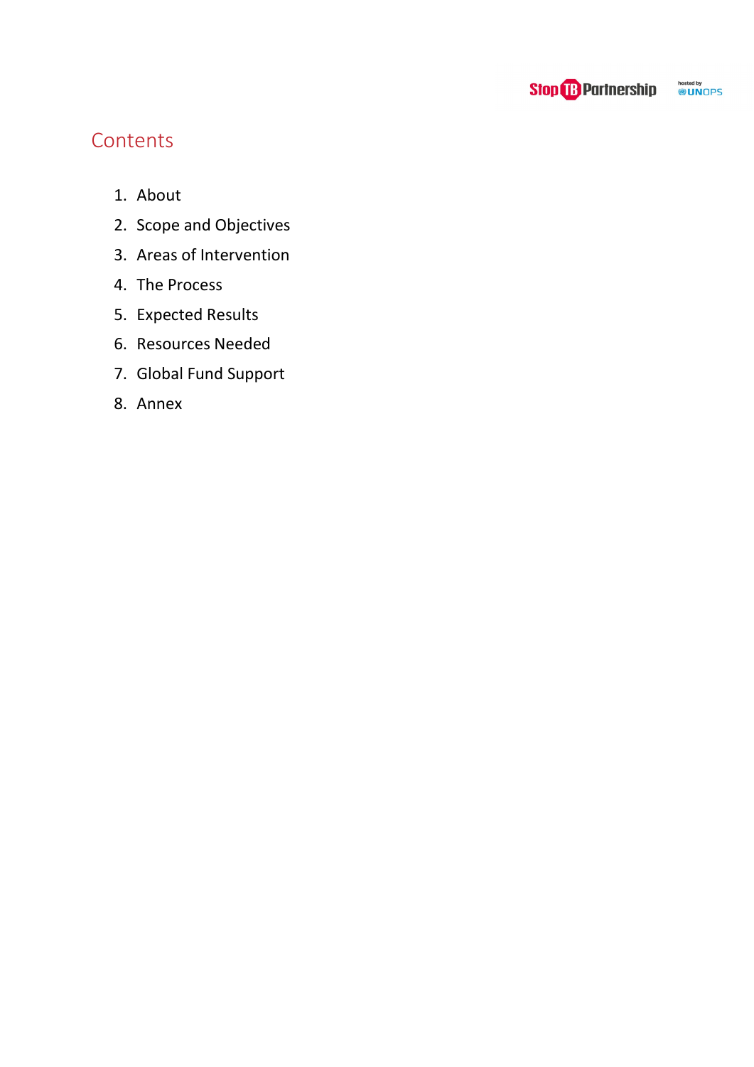## Contents

1. About
2. Scope and Objectives
3. Areas of Intervention
4. The Process
5. Expected Results
6. Resources Needed
7. Global Fund Support
8. Annex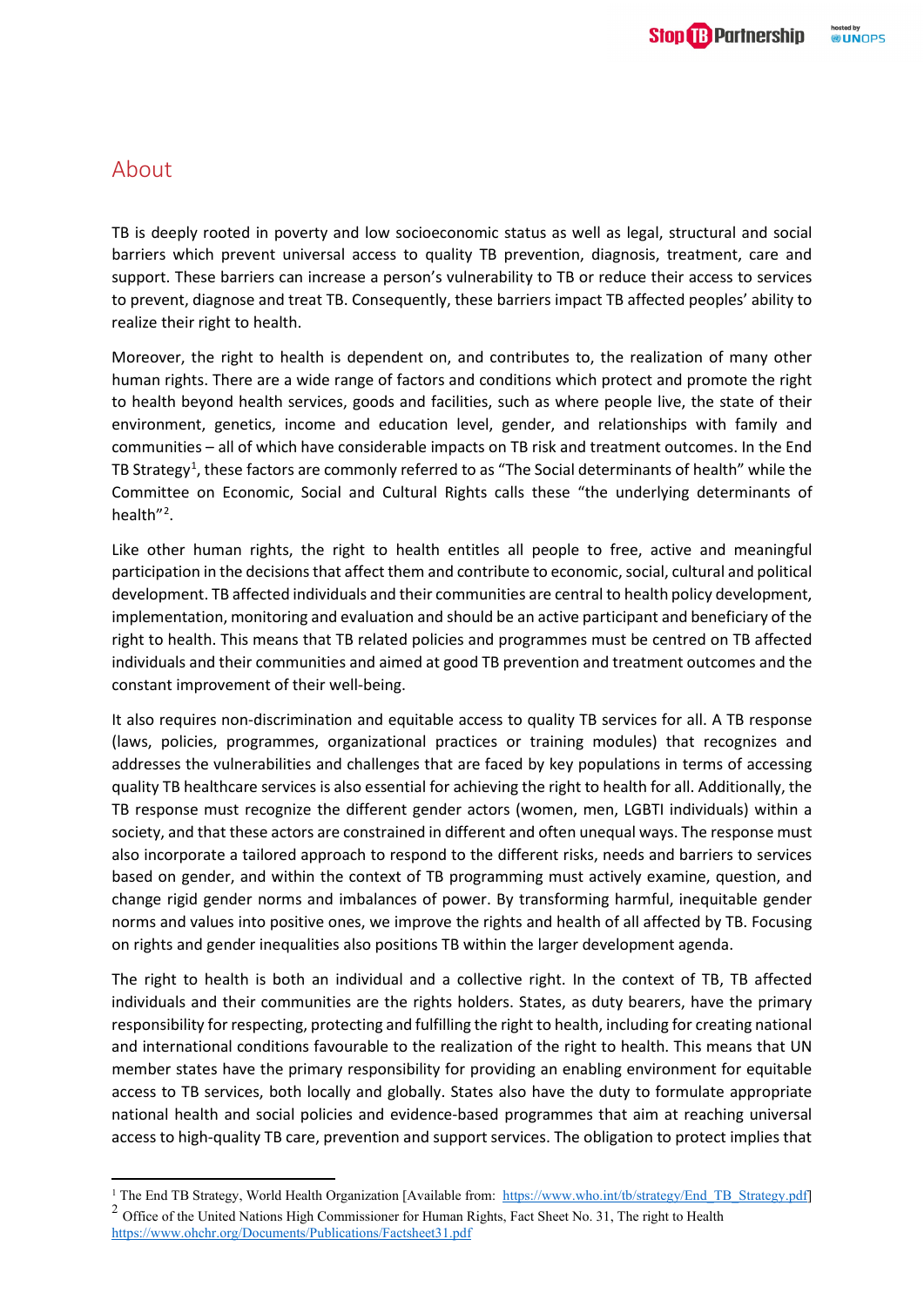## About

TB is deeply rooted in poverty and low socioeconomic status as well as legal, structural and social barriers which prevent universal access to quality TB prevention, diagnosis, treatment, care and support. These barriers can increase a person's vulnerability to TB or reduce their access to services to prevent, diagnose and treat TB. Consequently, these barriers impact TB affected peoples' ability to realize their right to health.

Moreover, the right to health is dependent on, and contributes to, the realization of many other human rights. There are a wide range of factors and conditions which protect and promote the right to health beyond health services, goods and facilities, such as where people live, the state of their environment, genetics, income and education level, gender, and relationships with family and communities – all of which have considerable impacts on TB risk and treatment outcomes. In the End TB Strategy[1], these factors are commonly referred to as "The Social determinants of health" while the Committee on Economic, Social and Cultural Rights calls these "the underlying determinants of health"[2].

Like other human rights, the right to health entitles all people to free, active and meaningful participation in the decisions that affect them and contribute to economic, social, cultural and political development. TB affected individuals and their communities are central to health policy development, implementation, monitoring and evaluation and should be an active participant and beneficiary of the right to health. This means that TB related policies and programmes must be centred on TB affected individuals and their communities and aimed at good TB prevention and treatment outcomes and the constant improvement of their well-being.

It also requires non-discrimination and equitable access to quality TB services for all. A TB response (laws, policies, programmes, organizational practices or training modules) that recognizes and addresses the vulnerabilities and challenges that are faced by key populations in terms of accessing quality TB healthcare services is also essential for achieving the right to health for all. Additionally, the TB response must recognize the different gender actors (women, men, LGBTI individuals) within a society, and that these actors are constrained in different and often unequal ways. The response must also incorporate a tailored approach to respond to the different risks, needs and barriers to services based on gender, and within the context of TB programming must actively examine, question, and change rigid gender norms and imbalances of power. By transforming harmful, inequitable gender norms and values into positive ones, we improve the rights and health of all affected by TB. Focusing on rights and gender inequalities also positions TB within the larger development agenda.

The right to health is both an individual and a collective right. In the context of TB, TB affected individuals and their communities are the rights holders. States, as duty bearers, have the primary responsibility for respecting, protecting and fulfilling the right to health, including for creating national and international conditions favourable to the realization of the right to health. This means that UN member states have the primary responsibility for providing an enabling environment for equitable access to TB services, both locally and globally. States also have the duty to formulate appropriate national health and social policies and evidence-based programmes that aim at reaching universal access to high-quality TB care, prevention and support services. The obligation to protect implies that

---

[1] The End TB Strategy, World Health Organization [Available from: https://www.who.int/tb/strategy/End_TB_Strategy.pdf]

[2] Office of the United Nations High Commissioner for Human Rights, Fact Sheet No. 31, The right to Health https://www.ohchr.org/Documents/Publications/Factsheet31.pdf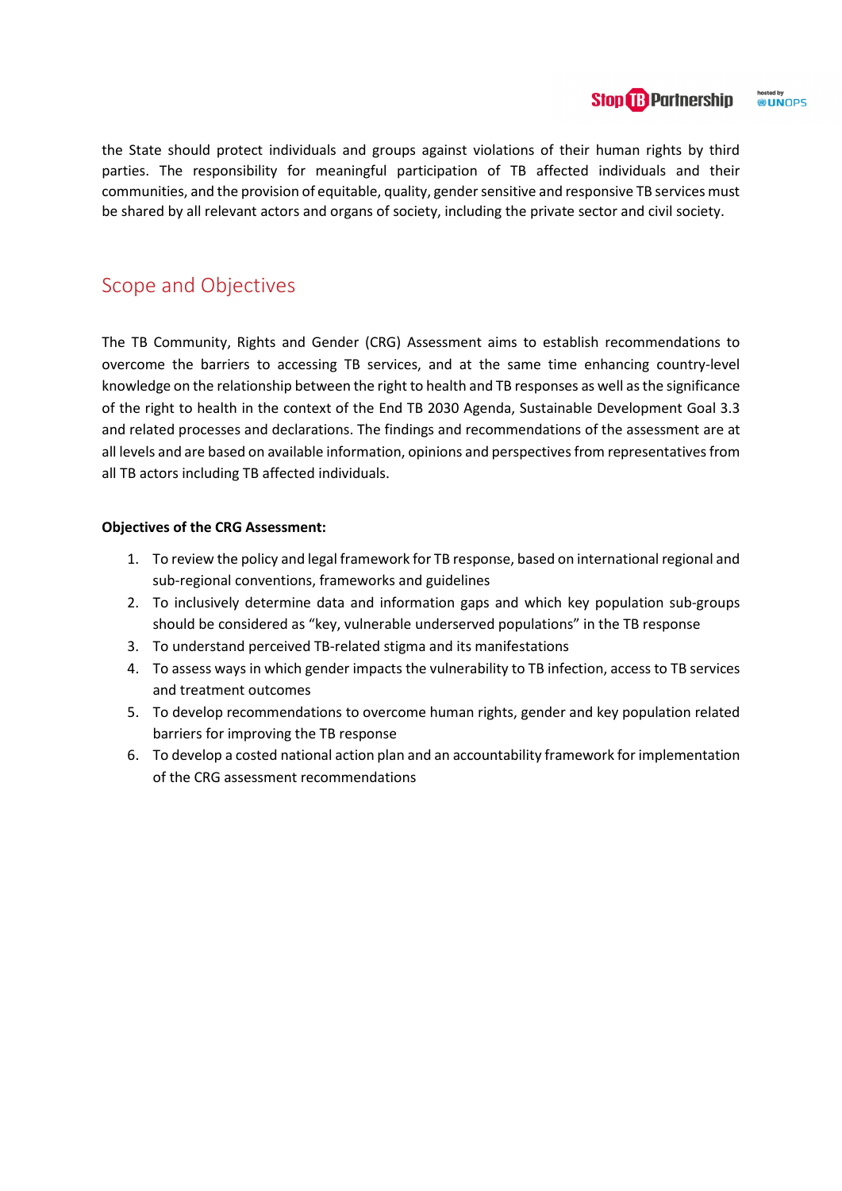the State should protect individuals and groups against violations of their human rights by third parties. The responsibility for meaningful participation of TB affected individuals and their communities, and the provision of equitable, quality, gender sensitive and responsive TB services must be shared by all relevant actors and organs of society, including the private sector and civil society.

## Scope and Objectives

The TB Community, Rights and Gender (CRG) Assessment aims to establish recommendations to overcome the barriers to accessing TB services, and at the same time enhancing country-level knowledge on the relationship between the right to health and TB responses as well as the significance of the right to health in the context of the End TB 2030 Agenda, Sustainable Development Goal 3.3 and related processes and declarations. The findings and recommendations of the assessment are at all levels and are based on available information, opinions and perspectives from representatives from all TB actors including TB affected individuals.

**Objectives of the CRG Assessment:**

1. To review the policy and legal framework for TB response, based on international regional and sub-regional conventions, frameworks and guidelines
2. To inclusively determine data and information gaps and which key population sub-groups should be considered as "key, vulnerable underserved populations" in the TB response
3. To understand perceived TB-related stigma and its manifestations
4. To assess ways in which gender impacts the vulnerability to TB infection, access to TB services and treatment outcomes
5. To develop recommendations to overcome human rights, gender and key population related barriers for improving the TB response
6. To develop a costed national action plan and an accountability framework for implementation of the CRG assessment recommendations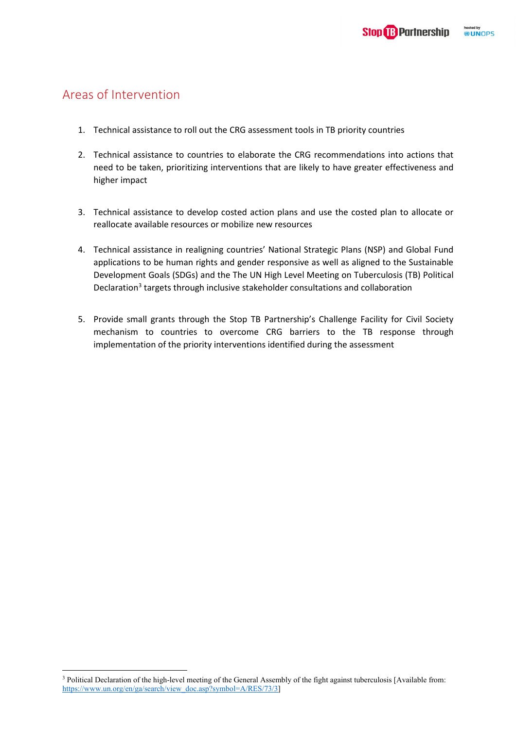## Areas of Intervention

1. Technical assistance to roll out the CRG assessment tools in TB priority countries
2. Technical assistance to countries to elaborate the CRG recommendations into actions that need to be taken, prioritizing interventions that are likely to have greater effectiveness and higher impact
3. Technical assistance to develop costed action plans and use the costed plan to allocate or reallocate available resources or mobilize new resources
4. Technical assistance in realigning countries' National Strategic Plans (NSP) and Global Fund applications to be human rights and gender responsive as well as aligned to the Sustainable Development Goals (SDGs) and the The UN High Level Meeting on Tuberculosis (TB) Political Declaration[3] targets through inclusive stakeholder consultations and collaboration
5. Provide small grants through the Stop TB Partnership's Challenge Facility for Civil Society mechanism to countries to overcome CRG barriers to the TB response through implementation of the priority interventions identified during the assessment

---

[3] Political Declaration of the high-level meeting of the General Assembly of the fight against tuberculosis [Available from: https://www.un.org/en/ga/search/view_doc.asp?symbol=A/RES/73/3]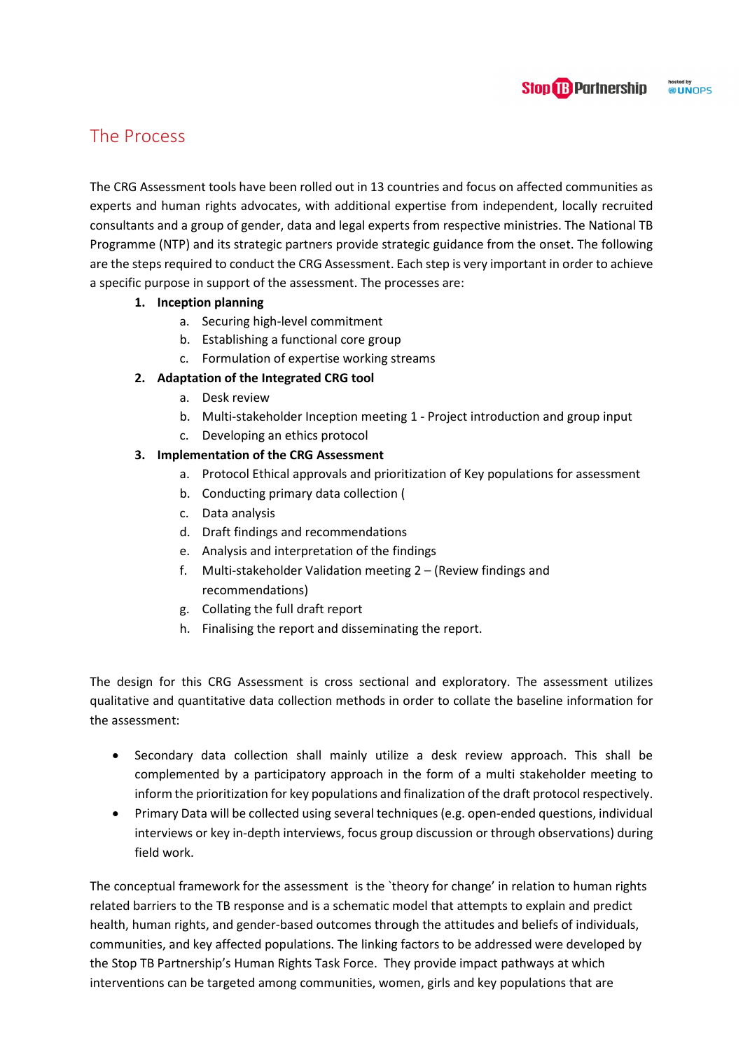## The Process

The CRG Assessment tools have been rolled out in 13 countries and focus on affected communities as experts and human rights advocates, with additional expertise from independent, locally recruited consultants and a group of gender, data and legal experts from respective ministries. The National TB Programme (NTP) and its strategic partners provide strategic guidance from the onset. The following are the steps required to conduct the CRG Assessment. Each step is very important in order to achieve a specific purpose in support of the assessment. The processes are:

1. **Inception planning**
   a. Securing high-level commitment
   b. Establishing a functional core group
   c. Formulation of expertise working streams
2. **Adaptation of the Integrated CRG tool**
   a. Desk review
   b. Multi-stakeholder Inception meeting 1 - Project introduction and group input
   c. Developing an ethics protocol
3. **Implementation of the CRG Assessment**
   a. Protocol Ethical approvals and prioritization of Key populations for assessment
   b. Conducting primary data collection (
   c. Data analysis
   d. Draft findings and recommendations
   e. Analysis and interpretation of the findings
   f. Multi-stakeholder Validation meeting 2 – (Review findings and recommendations)
   g. Collating the full draft report
   h. Finalising the report and disseminating the report.

The design for this CRG Assessment is cross sectional and exploratory. The assessment utilizes qualitative and quantitative data collection methods in order to collate the baseline information for the assessment:

- Secondary data collection shall mainly utilize a desk review approach. This shall be complemented by a participatory approach in the form of a multi stakeholder meeting to inform the prioritization for key populations and finalization of the draft protocol respectively.
- Primary Data will be collected using several techniques (e.g. open-ended questions, individual interviews or key in-depth interviews, focus group discussion or through observations) during field work.

The conceptual framework for the assessment is the `theory for change' in relation to human rights related barriers to the TB response and is a schematic model that attempts to explain and predict health, human rights, and gender-based outcomes through the attitudes and beliefs of individuals, communities, and key affected populations. The linking factors to be addressed were developed by the Stop TB Partnership's Human Rights Task Force. They provide impact pathways at which interventions can be targeted among communities, women, girls and key populations that are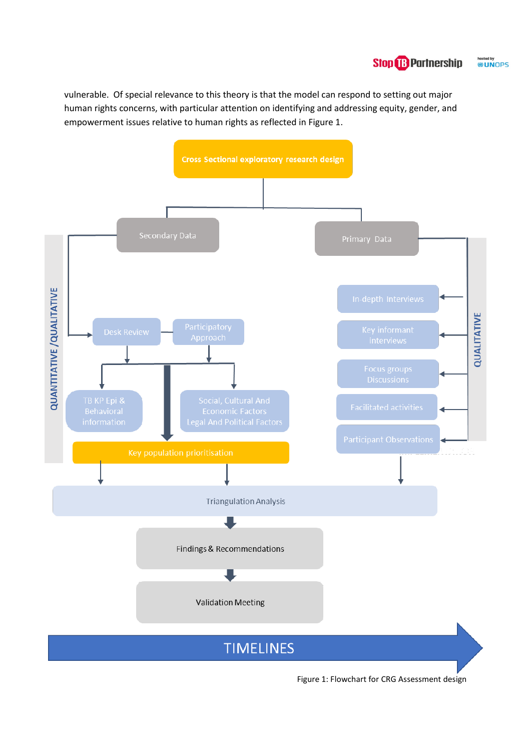vulnerable. Of special relevance to this theory is that the model can respond to setting out major human rights concerns, with particular attention on identifying and addressing equity, gender, and empowerment issues relative to human rights as reflected in Figure 1.

Cross Sectional exploratory research design

Secondary Data

Primary Data

QUANTITATIVE /QUALITATIVE

Desk Review

Participatory Approach

TB KP Epi & Behavioral information

Social, Cultural And Economic Factors Legal And Political Factors

Key population prioritisation

QUALITATIVE

In-depth Interviews

Key informant interviews

Focus groups Discussions

Facilitated activities

Participant Observations

Triangulation Analysis

Findings & Recommendations

Validation Meeting

TIMELINES

Figure 1: Flowchart for CRG Assessment design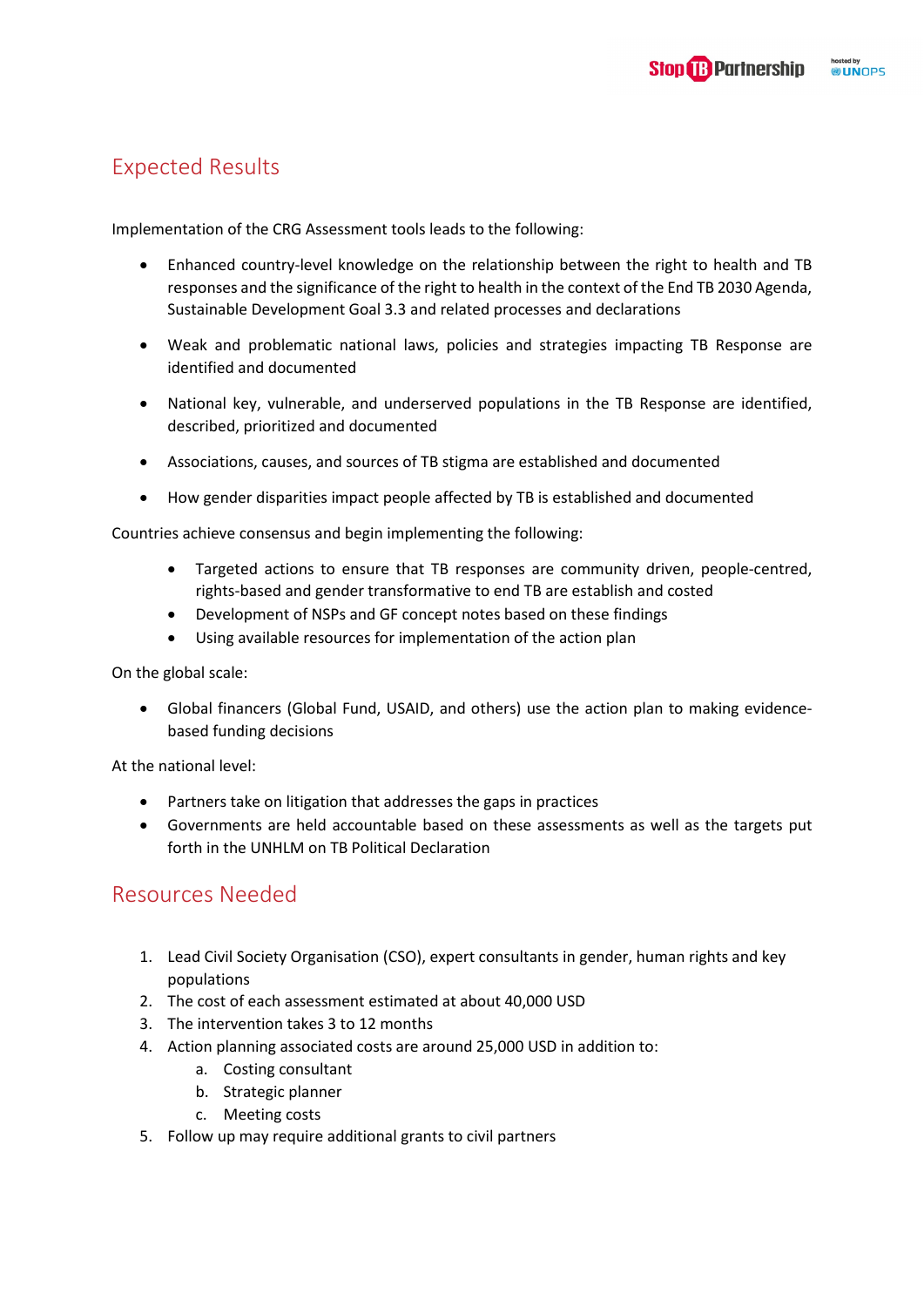## Expected Results

Implementation of the CRG Assessment tools leads to the following:

- Enhanced country-level knowledge on the relationship between the right to health and TB responses and the significance of the right to health in the context of the End TB 2030 Agenda, Sustainable Development Goal 3.3 and related processes and declarations
- Weak and problematic national laws, policies and strategies impacting TB Response are identified and documented
- National key, vulnerable, and underserved populations in the TB Response are identified, described, prioritized and documented
- Associations, causes, and sources of TB stigma are established and documented
- How gender disparities impact people affected by TB is established and documented

Countries achieve consensus and begin implementing the following:

- Targeted actions to ensure that TB responses are community driven, people-centred, rights-based and gender transformative to end TB are establish and costed
- Development of NSPs and GF concept notes based on these findings
- Using available resources for implementation of the action plan

On the global scale:

- Global financers (Global Fund, USAID, and others) use the action plan to making evidence-based funding decisions

At the national level:

- Partners take on litigation that addresses the gaps in practices
- Governments are held accountable based on these assessments as well as the targets put forth in the UNHLM on TB Political Declaration

## Resources Needed

1. Lead Civil Society Organisation (CSO), expert consultants in gender, human rights and key populations
2. The cost of each assessment estimated at about 40,000 USD
3. The intervention takes 3 to 12 months
4. Action planning associated costs are around 25,000 USD in addition to:
   a. Costing consultant
   b. Strategic planner
   c. Meeting costs
5. Follow up may require additional grants to civil partners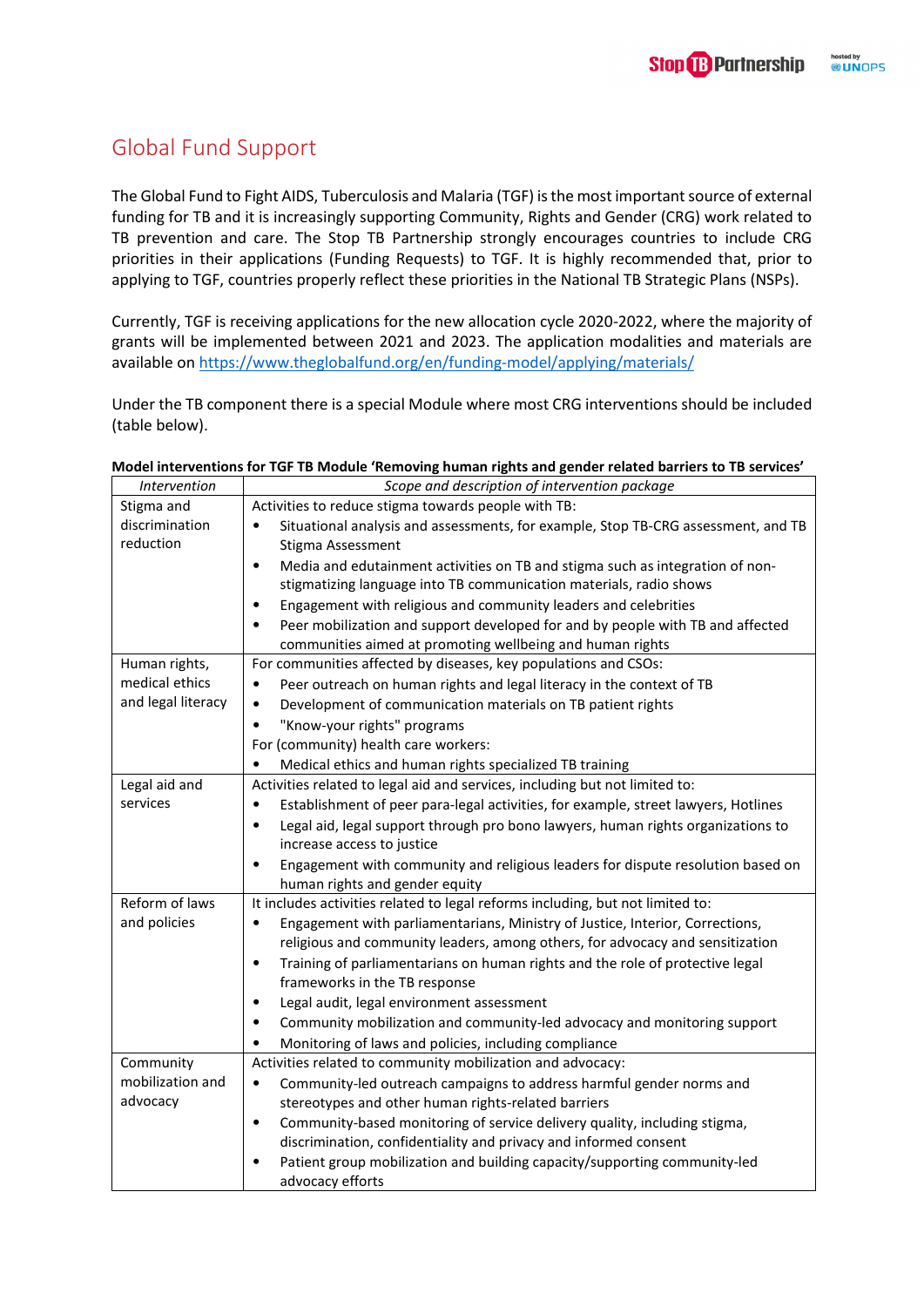## Global Fund Support

The Global Fund to Fight AIDS, Tuberculosis and Malaria (TGF) is the most important source of external funding for TB and it is increasingly supporting Community, Rights and Gender (CRG) work related to TB prevention and care. The Stop TB Partnership strongly encourages countries to include CRG priorities in their applications (Funding Requests) to TGF. It is highly recommended that, prior to applying to TGF, countries properly reflect these priorities in the National TB Strategic Plans (NSPs).

Currently, TGF is receiving applications for the new allocation cycle 2020-2022, where the majority of grants will be implemented between 2021 and 2023. The application modalities and materials are available on https://www.theglobalfund.org/en/funding-model/applying/materials/

Under the TB component there is a special Module where most CRG interventions should be included (table below).

**Model interventions for TGF TB Module 'Removing human rights and gender related barriers to TB services'**

| *Intervention* | *Scope and description of intervention package* |
|---|---|
| Stigma and discrimination reduction | Activities to reduce stigma towards people with TB:<br>• Situational analysis and assessments, for example, Stop TB-CRG assessment, and TB Stigma Assessment<br>• Media and edutainment activities on TB and stigma such as integration of non-stigmatizing language into TB communication materials, radio shows<br>• Engagement with religious and community leaders and celebrities<br>• Peer mobilization and support developed for and by people with TB and affected communities aimed at promoting wellbeing and human rights |
| Human rights, medical ethics and legal literacy | For communities affected by diseases, key populations and CSOs:<br>• Peer outreach on human rights and legal literacy in the context of TB<br>• Development of communication materials on TB patient rights<br>• "Know-your rights" programs<br>For (community) health care workers:<br>• Medical ethics and human rights specialized TB training |
| Legal aid and services | Activities related to legal aid and services, including but not limited to:<br>• Establishment of peer para-legal activities, for example, street lawyers, Hotlines<br>• Legal aid, legal support through pro bono lawyers, human rights organizations to increase access to justice<br>• Engagement with community and religious leaders for dispute resolution based on human rights and gender equity |
| Reform of laws and policies | It includes activities related to legal reforms including, but not limited to:<br>• Engagement with parliamentarians, Ministry of Justice, Interior, Corrections, religious and community leaders, among others, for advocacy and sensitization<br>• Training of parliamentarians on human rights and the role of protective legal frameworks in the TB response<br>• Legal audit, legal environment assessment<br>• Community mobilization and community-led advocacy and monitoring support<br>• Monitoring of laws and policies, including compliance |
| Community mobilization and advocacy | Activities related to community mobilization and advocacy:<br>• Community-led outreach campaigns to address harmful gender norms and stereotypes and other human rights-related barriers<br>• Community-based monitoring of service delivery quality, including stigma, discrimination, confidentiality and privacy and informed consent<br>• Patient group mobilization and building capacity/supporting community-led advocacy efforts |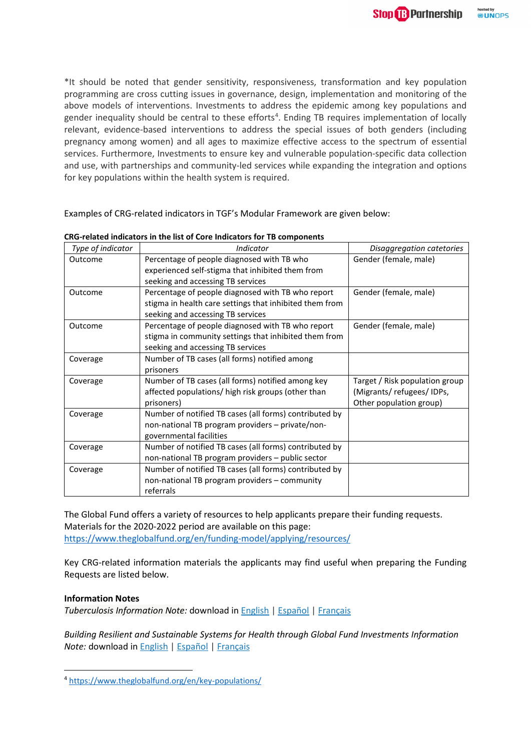*It should be noted that gender sensitivity, responsiveness, transformation and key population programming are cross cutting issues in governance, design, implementation and monitoring of the above models of interventions. Investments to address the epidemic among key populations and gender inequality should be central to these efforts[4]. Ending TB requires implementation of locally relevant, evidence-based interventions to address the special issues of both genders (including pregnancy among women) and all ages to maximize effective access to the spectrum of essential services. Furthermore, Investments to ensure key and vulnerable population-specific data collection and use, with partnerships and community-led services while expanding the integration and options for key populations within the health system is required.

Examples of CRG-related indicators in TGF's Modular Framework are given below:

**CRG-related indicators in the list of Core Indicators for TB components**

| *Type of indicator* | *Indicator* | *Disaggregation catetories* |
|---|---|---|
| Outcome | Percentage of people diagnosed with TB who experienced self-stigma that inhibited them from seeking and accessing TB services | Gender (female, male) |
| Outcome | Percentage of people diagnosed with TB who report stigma in health care settings that inhibited them from seeking and accessing TB services | Gender (female, male) |
| Outcome | Percentage of people diagnosed with TB who report stigma in community settings that inhibited them from seeking and accessing TB services | Gender (female, male) |
| Coverage | Number of TB cases (all forms) notified among prisoners | |
| Coverage | Number of TB cases (all forms) notified among key affected populations/ high risk groups (other than prisoners) | Target / Risk population group (Migrants/ refugees/ IDPs, Other population group) |
| Coverage | Number of notified TB cases (all forms) contributed by non-national TB program providers – private/non-governmental facilities | |
| Coverage | Number of notified TB cases (all forms) contributed by non-national TB program providers – public sector | |
| Coverage | Number of notified TB cases (all forms) contributed by non-national TB program providers – community referrals | |

The Global Fund offers a variety of resources to help applicants prepare their funding requests. Materials for the 2020-2022 period are available on this page: https://www.theglobalfund.org/en/funding-model/applying/resources/

Key CRG-related information materials the applicants may find useful when preparing the Funding Requests are listed below.

**Information Notes**

*Tuberculosis Information Note:* download in English | Español | Français

*Building Resilient and Sustainable Systems for Health through Global Fund Investments Information Note:* download in English | Español | Français

[4] https://www.theglobalfund.org/en/key-populations/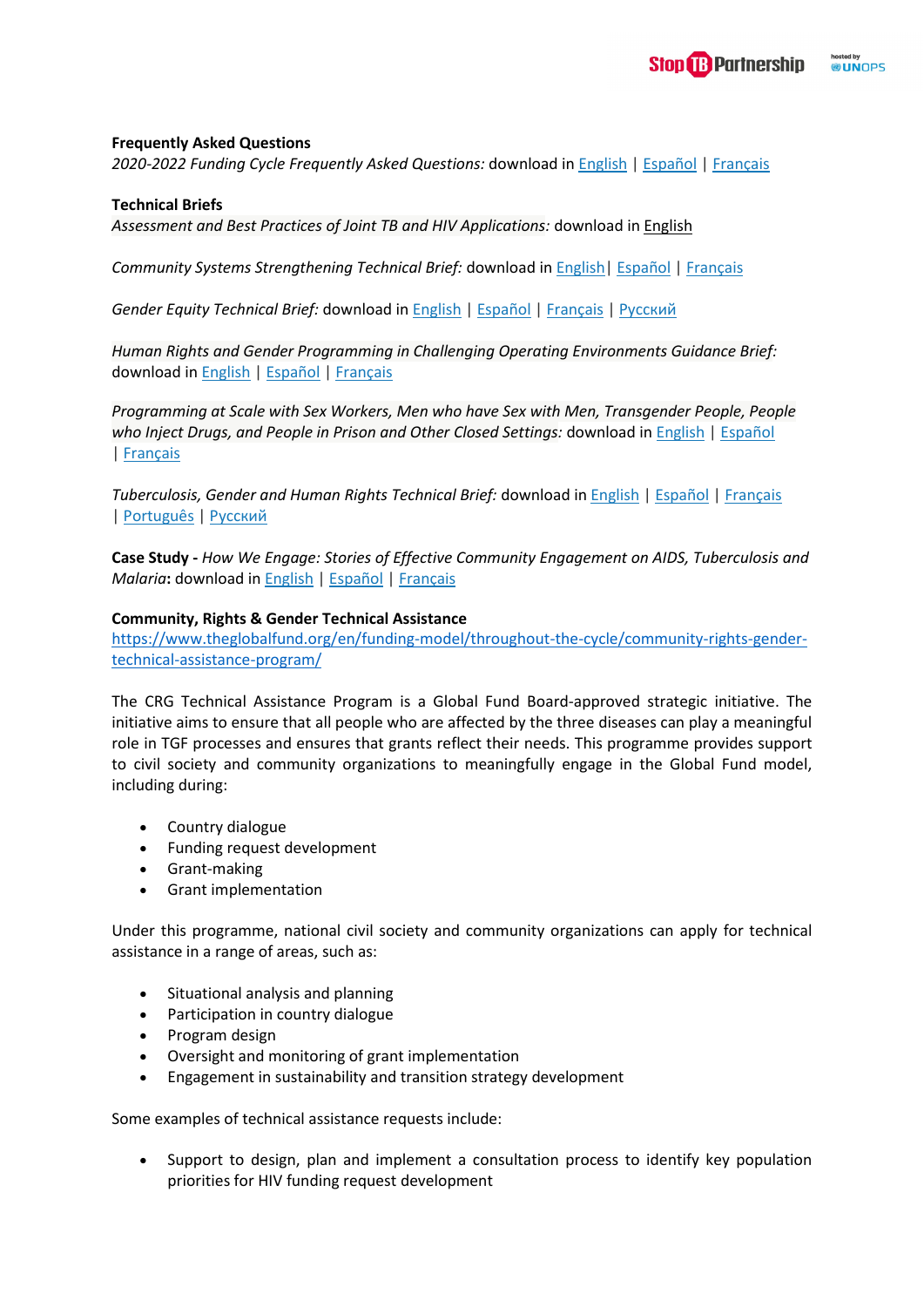**Frequently Asked Questions**

*2020-2022 Funding Cycle Frequently Asked Questions:* download in English | Español | Français

**Technical Briefs**

*Assessment and Best Practices of Joint TB and HIV Applications:* download in English

*Community Systems Strengthening Technical Brief:* download in English| Español | Français

*Gender Equity Technical Brief:* download in English | Español | Français | Русский

*Human Rights and Gender Programming in Challenging Operating Environments Guidance Brief:* download in English | Español | Français

*Programming at Scale with Sex Workers, Men who have Sex with Men, Transgender People, People who Inject Drugs, and People in Prison and Other Closed Settings:* download in English | Español | Français

*Tuberculosis, Gender and Human Rights Technical Brief:* download in English | Español | Français | Português | Русский

**Case Study -** *How We Engage: Stories of Effective Community Engagement on AIDS, Tuberculosis and Malaria***:** download in English | Español | Français

**Community, Rights & Gender Technical Assistance**

https://www.theglobalfund.org/en/funding-model/throughout-the-cycle/community-rights-gender-technical-assistance-program/

The CRG Technical Assistance Program is a Global Fund Board-approved strategic initiative. The initiative aims to ensure that all people who are affected by the three diseases can play a meaningful role in TGF processes and ensures that grants reflect their needs. This programme provides support to civil society and community organizations to meaningfully engage in the Global Fund model, including during:

- Country dialogue
- Funding request development
- Grant-making
- Grant implementation

Under this programme, national civil society and community organizations can apply for technical assistance in a range of areas, such as:

- Situational analysis and planning
- Participation in country dialogue
- Program design
- Oversight and monitoring of grant implementation
- Engagement in sustainability and transition strategy development

Some examples of technical assistance requests include:

- Support to design, plan and implement a consultation process to identify key population priorities for HIV funding request development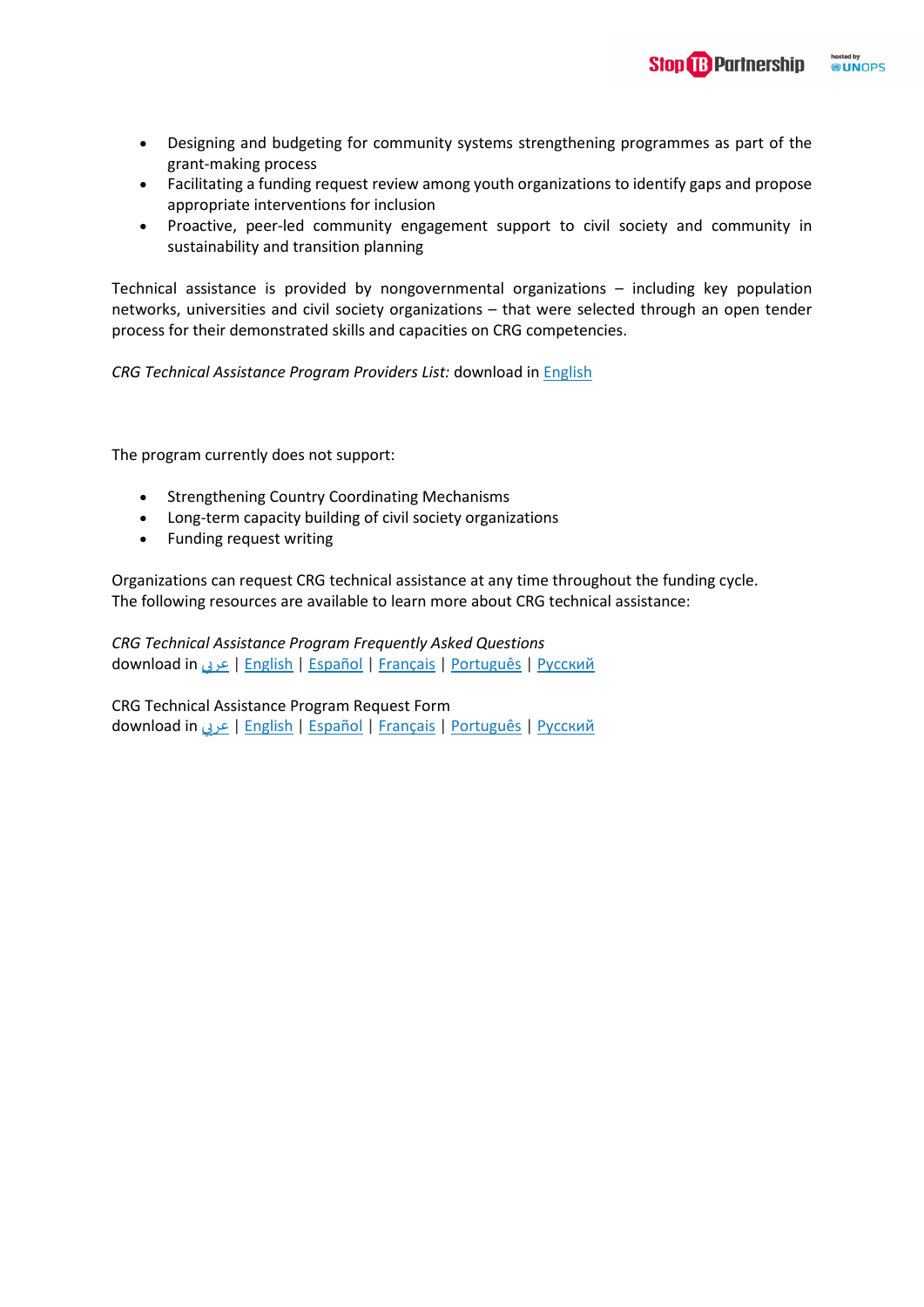- Designing and budgeting for community systems strengthening programmes as part of the grant-making process
- Facilitating a funding request review among youth organizations to identify gaps and propose appropriate interventions for inclusion
- Proactive, peer-led community engagement support to civil society and community in sustainability and transition planning

Technical assistance is provided by nongovernmental organizations – including key population networks, universities and civil society organizations – that were selected through an open tender process for their demonstrated skills and capacities on CRG competencies.

*CRG Technical Assistance Program Providers List:* download in English

The program currently does not support:

- Strengthening Country Coordinating Mechanisms
- Long-term capacity building of civil society organizations
- Funding request writing

Organizations can request CRG technical assistance at any time throughout the funding cycle. The following resources are available to learn more about CRG technical assistance:

*CRG Technical Assistance Program Frequently Asked Questions*
download in عربي | English | Español | Français | Português | Русский

CRG Technical Assistance Program Request Form
download in عربي | English | Español | Français | Português | Русский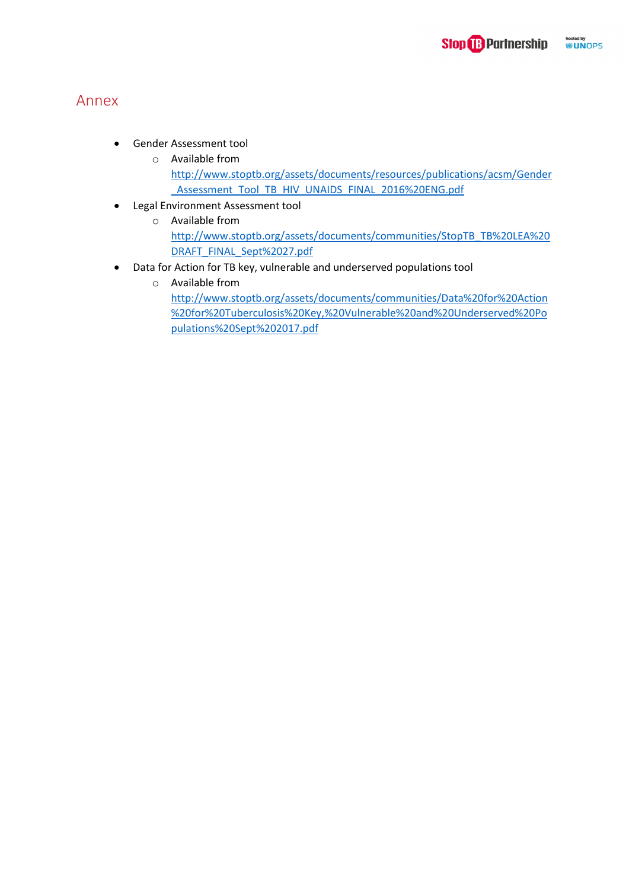# Annex

- Gender Assessment tool
  - Available from http://www.stoptb.org/assets/documents/resources/publications/acsm/Gender_Assessment_Tool_TB_HIV_UNAIDS_FINAL_2016%20ENG.pdf
- Legal Environment Assessment tool
  - Available from http://www.stoptb.org/assets/documents/communities/StopTB_TB%20LEA%20DRAFT_FINAL_Sept%2027.pdf
- Data for Action for TB key, vulnerable and underserved populations tool
  - Available from http://www.stoptb.org/assets/documents/communities/Data%20for%20Action%20for%20Tuberculosis%20Key,%20Vulnerable%20and%20Underserved%20Populations%20Sept%202017.pdf